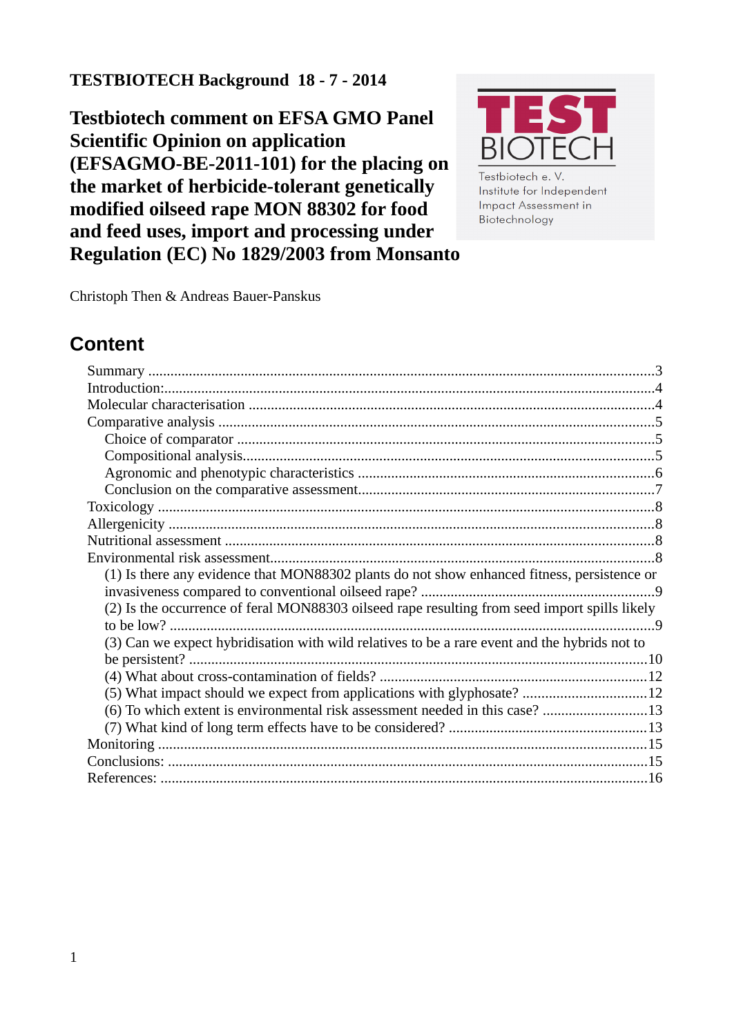**TESTBIOTECH Background 18 - 7 - 2014**

# Testbiotech comment on EFSA GMO Panel Scientific Opinion on application (EFSAGMO-BE-2011-101) for the placing on the market of herbicide-tolerant genetically modified oilseed rape MON 88302 for food and feed uses, import and processing under Regulation (EC) No 1829/2003 from Monsanto

TEST BIOTECH

Testbiotech e. V.
Institute for Independent Impact Assessment in Biotechnology

Christoph Then & Andreas Bauer-Panskus

## Content

- Summary ....3
- Introduction: ....4
- Molecular characterisation ....4
- Comparative analysis ....5
  - Choice of comparator ....5
  - Compositional analysis ....5
  - Agronomic and phenotypic characteristics ....6
  - Conclusion on the comparative assessment ....7
- Toxicology ....8
- Allergenicity ....8
- Nutritional assessment ....8
- Environmental risk assessment ....8
  - (1) Is there any evidence that MON88302 plants do not show enhanced fitness, persistence or invasiveness compared to conventional oilseed rape? ....9
  - (2) Is the occurrence of feral MON88303 oilseed rape resulting from seed import spills likely to be low? ....9
  - (3) Can we expect hybridisation with wild relatives to be a rare event and the hybrids not to be persistent? ....10
  - (4) What about cross-contamination of fields? ....12
  - (5) What impact should we expect from applications with glyphosate? ....12
  - (6) To which extent is environmental risk assessment needed in this case? ....13
  - (7) What kind of long term effects have to be considered? ....13
- Monitoring ....15
- Conclusions: ....15
- References: ....16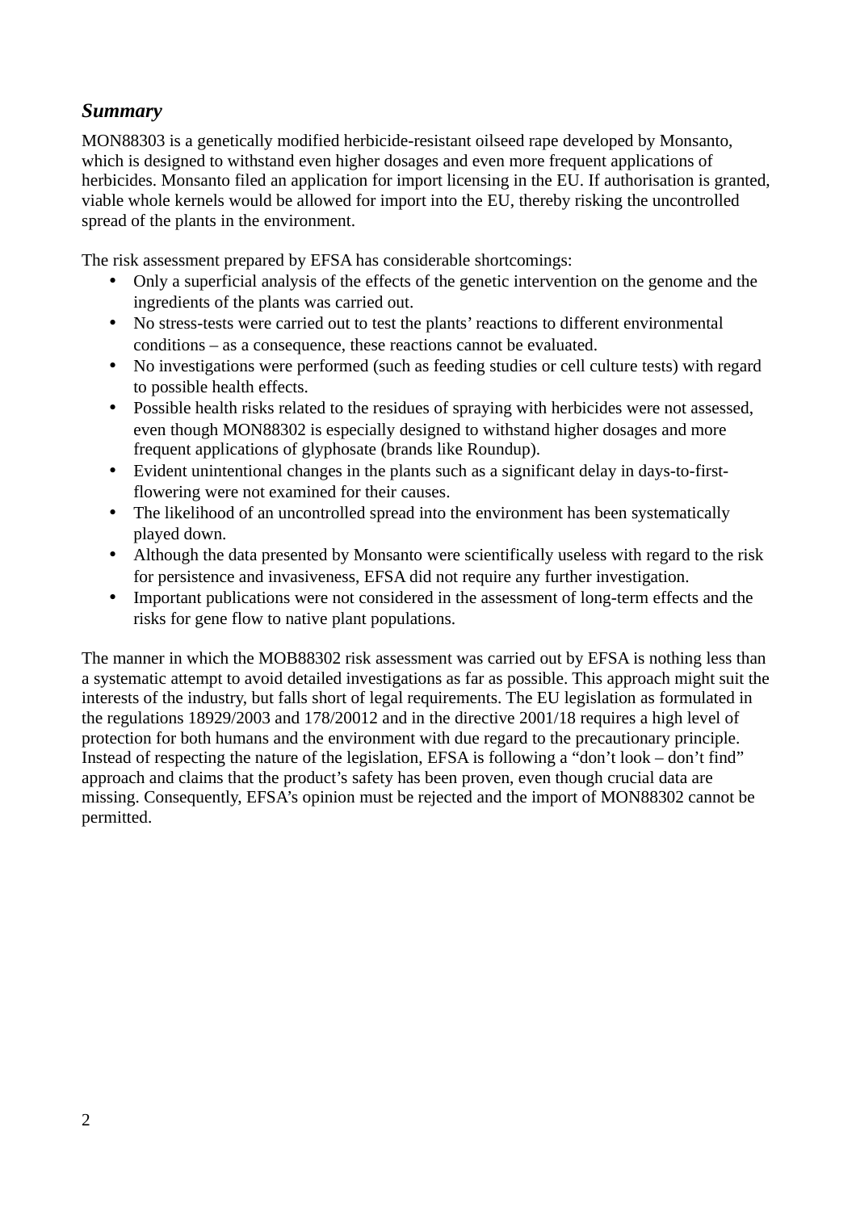### *Summary*

MON88303 is a genetically modified herbicide-resistant oilseed rape developed by Monsanto, which is designed to withstand even higher dosages and even more frequent applications of herbicides. Monsanto filed an application for import licensing in the EU. If authorisation is granted, viable whole kernels would be allowed for import into the EU, thereby risking the uncontrolled spread of the plants in the environment.

The risk assessment prepared by EFSA has considerable shortcomings:

- Only a superficial analysis of the effects of the genetic intervention on the genome and the ingredients of the plants was carried out.
- No stress-tests were carried out to test the plants' reactions to different environmental conditions – as a consequence, these reactions cannot be evaluated.
- No investigations were performed (such as feeding studies or cell culture tests) with regard to possible health effects.
- Possible health risks related to the residues of spraying with herbicides were not assessed, even though MON88302 is especially designed to withstand higher dosages and more frequent applications of glyphosate (brands like Roundup).
- Evident unintentional changes in the plants such as a significant delay in days-to-first-flowering were not examined for their causes.
- The likelihood of an uncontrolled spread into the environment has been systematically played down.
- Although the data presented by Monsanto were scientifically useless with regard to the risk for persistence and invasiveness, EFSA did not require any further investigation.
- Important publications were not considered in the assessment of long-term effects and the risks for gene flow to native plant populations.

The manner in which the MOB88302 risk assessment was carried out by EFSA is nothing less than a systematic attempt to avoid detailed investigations as far as possible. This approach might suit the interests of the industry, but falls short of legal requirements. The EU legislation as formulated in the regulations 18929/2003 and 178/20012 and in the directive 2001/18 requires a high level of protection for both humans and the environment with due regard to the precautionary principle. Instead of respecting the nature of the legislation, EFSA is following a "don't look – don't find" approach and claims that the product's safety has been proven, even though crucial data are missing. Consequently, EFSA's opinion must be rejected and the import of MON88302 cannot be permitted.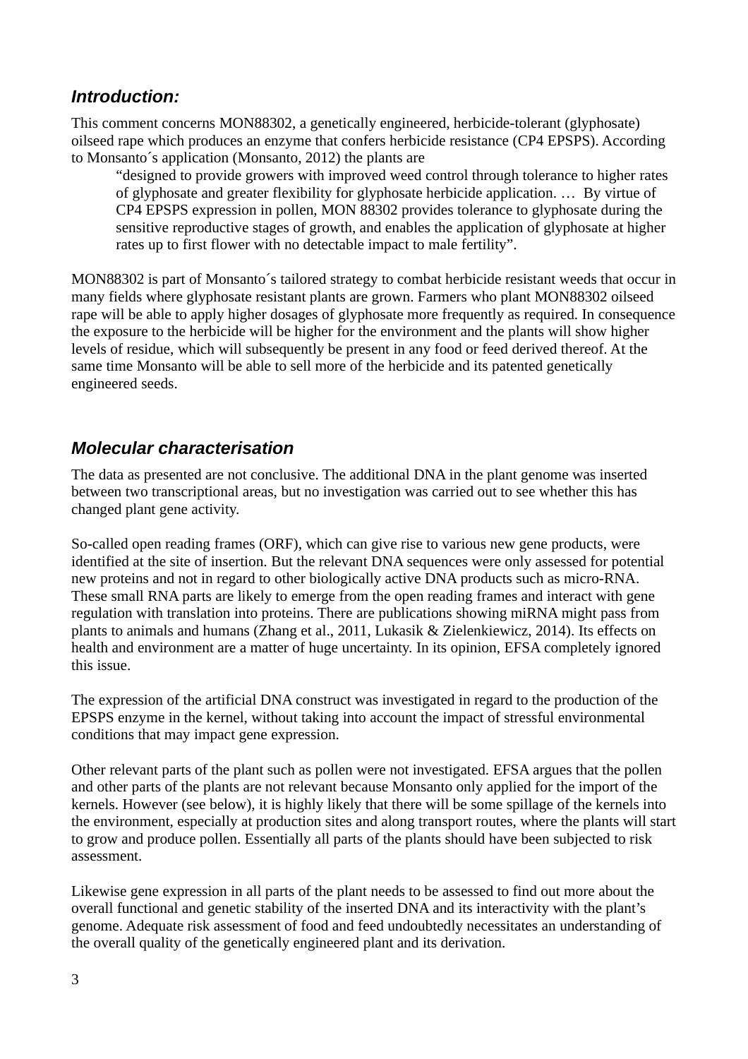## *Introduction:*

This comment concerns MON88302, a genetically engineered, herbicide-tolerant (glyphosate) oilseed rape which produces an enzyme that confers herbicide resistance (CP4 EPSPS). According to Monsanto´s application (Monsanto, 2012) the plants are

> "designed to provide growers with improved weed control through tolerance to higher rates of glyphosate and greater flexibility for glyphosate herbicide application. … By virtue of CP4 EPSPS expression in pollen, MON 88302 provides tolerance to glyphosate during the sensitive reproductive stages of growth, and enables the application of glyphosate at higher rates up to first flower with no detectable impact to male fertility".

MON88302 is part of Monsanto´s tailored strategy to combat herbicide resistant weeds that occur in many fields where glyphosate resistant plants are grown. Farmers who plant MON88302 oilseed rape will be able to apply higher dosages of glyphosate more frequently as required. In consequence the exposure to the herbicide will be higher for the environment and the plants will show higher levels of residue, which will subsequently be present in any food or feed derived thereof. At the same time Monsanto will be able to sell more of the herbicide and its patented genetically engineered seeds.

## *Molecular characterisation*

The data as presented are not conclusive. The additional DNA in the plant genome was inserted between two transcriptional areas, but no investigation was carried out to see whether this has changed plant gene activity.

So-called open reading frames (ORF), which can give rise to various new gene products, were identified at the site of insertion. But the relevant DNA sequences were only assessed for potential new proteins and not in regard to other biologically active DNA products such as micro-RNA. These small RNA parts are likely to emerge from the open reading frames and interact with gene regulation with translation into proteins. There are publications showing miRNA might pass from plants to animals and humans (Zhang et al., 2011, Lukasik & Zielenkiewicz, 2014). Its effects on health and environment are a matter of huge uncertainty. In its opinion, EFSA completely ignored this issue.

The expression of the artificial DNA construct was investigated in regard to the production of the EPSPS enzyme in the kernel, without taking into account the impact of stressful environmental conditions that may impact gene expression.

Other relevant parts of the plant such as pollen were not investigated. EFSA argues that the pollen and other parts of the plants are not relevant because Monsanto only applied for the import of the kernels. However (see below), it is highly likely that there will be some spillage of the kernels into the environment, especially at production sites and along transport routes, where the plants will start to grow and produce pollen. Essentially all parts of the plants should have been subjected to risk assessment.

Likewise gene expression in all parts of the plant needs to be assessed to find out more about the overall functional and genetic stability of the inserted DNA and its interactivity with the plant's genome. Adequate risk assessment of food and feed undoubtedly necessitates an understanding of the overall quality of the genetically engineered plant and its derivation.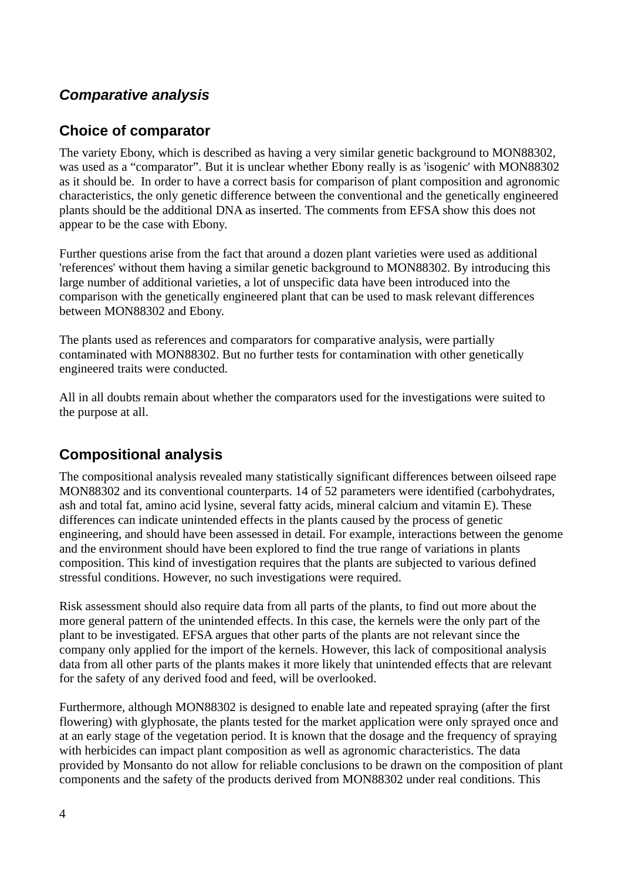## *Comparative analysis*

### Choice of comparator

The variety Ebony, which is described as having a very similar genetic background to MON88302, was used as a “comparator”. But it is unclear whether Ebony really is as 'isogenic' with MON88302 as it should be. In order to have a correct basis for comparison of plant composition and agronomic characteristics, the only genetic difference between the conventional and the genetically engineered plants should be the additional DNA as inserted. The comments from EFSA show this does not appear to be the case with Ebony.

Further questions arise from the fact that around a dozen plant varieties were used as additional 'references' without them having a similar genetic background to MON88302. By introducing this large number of additional varieties, a lot of unspecific data have been introduced into the comparison with the genetically engineered plant that can be used to mask relevant differences between MON88302 and Ebony.

The plants used as references and comparators for comparative analysis, were partially contaminated with MON88302. But no further tests for contamination with other genetically engineered traits were conducted.

All in all doubts remain about whether the comparators used for the investigations were suited to the purpose at all.

### Compositional analysis

The compositional analysis revealed many statistically significant differences between oilseed rape MON88302 and its conventional counterparts. 14 of 52 parameters were identified (carbohydrates, ash and total fat, amino acid lysine, several fatty acids, mineral calcium and vitamin E). These differences can indicate unintended effects in the plants caused by the process of genetic engineering, and should have been assessed in detail. For example, interactions between the genome and the environment should have been explored to find the true range of variations in plants composition. This kind of investigation requires that the plants are subjected to various defined stressful conditions. However, no such investigations were required.

Risk assessment should also require data from all parts of the plants, to find out more about the more general pattern of the unintended effects. In this case, the kernels were the only part of the plant to be investigated. EFSA argues that other parts of the plants are not relevant since the company only applied for the import of the kernels. However, this lack of compositional analysis data from all other parts of the plants makes it more likely that unintended effects that are relevant for the safety of any derived food and feed, will be overlooked.

Furthermore, although MON88302 is designed to enable late and repeated spraying (after the first flowering) with glyphosate, the plants tested for the market application were only sprayed once and at an early stage of the vegetation period. It is known that the dosage and the frequency of spraying with herbicides can impact plant composition as well as agronomic characteristics. The data provided by Monsanto do not allow for reliable conclusions to be drawn on the composition of plant components and the safety of the products derived from MON88302 under real conditions. This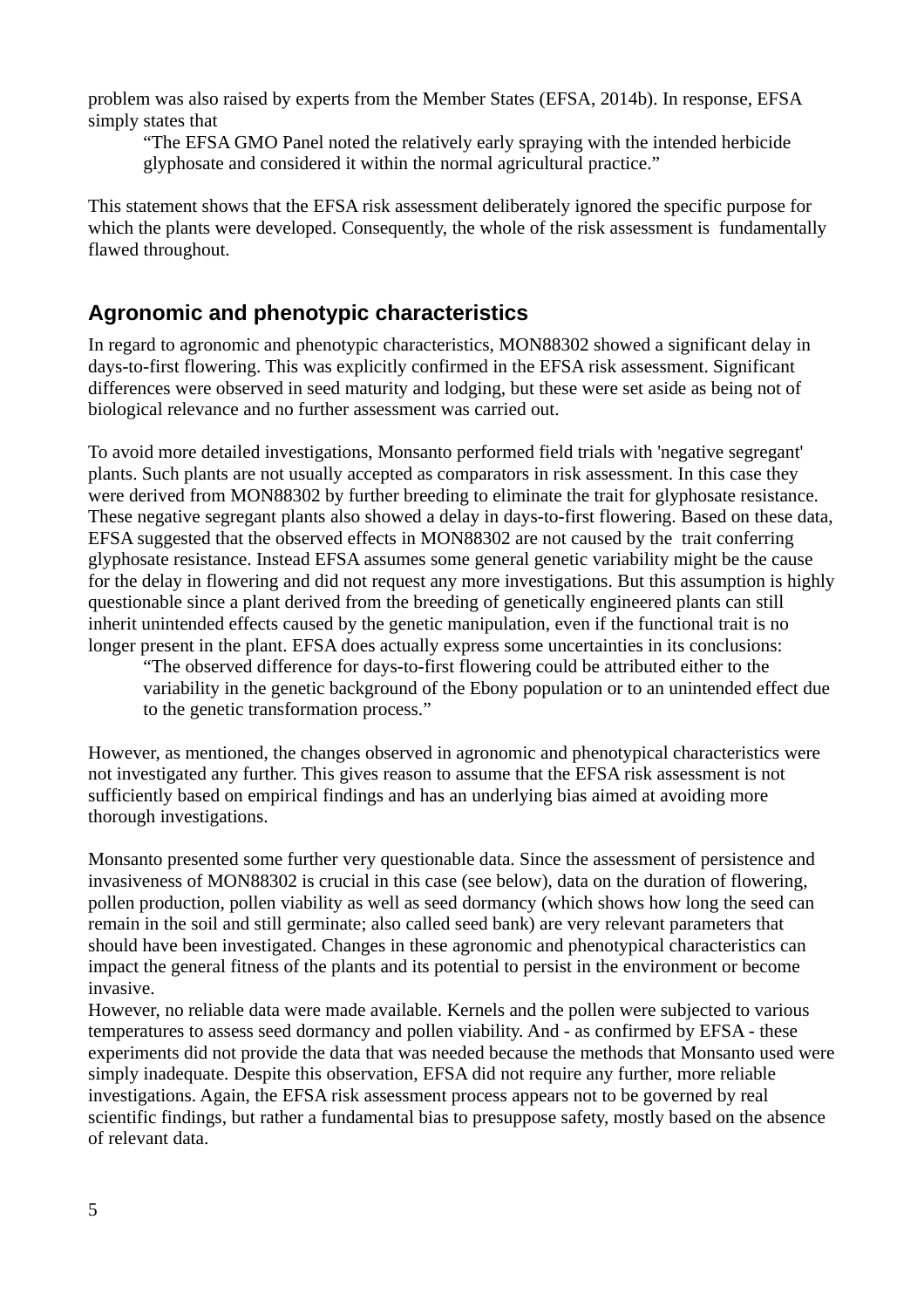problem was also raised by experts from the Member States (EFSA, 2014b). In response, EFSA simply states that

> "The EFSA GMO Panel noted the relatively early spraying with the intended herbicide glyphosate and considered it within the normal agricultural practice."

This statement shows that the EFSA risk assessment deliberately ignored the specific purpose for which the plants were developed. Consequently, the whole of the risk assessment is fundamentally flawed throughout.

## Agronomic and phenotypic characteristics

In regard to agronomic and phenotypic characteristics, MON88302 showed a significant delay in days-to-first flowering. This was explicitly confirmed in the EFSA risk assessment. Significant differences were observed in seed maturity and lodging, but these were set aside as being not of biological relevance and no further assessment was carried out.

To avoid more detailed investigations, Monsanto performed field trials with 'negative segregant' plants. Such plants are not usually accepted as comparators in risk assessment. In this case they were derived from MON88302 by further breeding to eliminate the trait for glyphosate resistance. These negative segregant plants also showed a delay in days-to-first flowering. Based on these data, EFSA suggested that the observed effects in MON88302 are not caused by the trait conferring glyphosate resistance. Instead EFSA assumes some general genetic variability might be the cause for the delay in flowering and did not request any more investigations. But this assumption is highly questionable since a plant derived from the breeding of genetically engineered plants can still inherit unintended effects caused by the genetic manipulation, even if the functional trait is no longer present in the plant. EFSA does actually express some uncertainties in its conclusions:

> "The observed difference for days-to-first flowering could be attributed either to the variability in the genetic background of the Ebony population or to an unintended effect due to the genetic transformation process."

However, as mentioned, the changes observed in agronomic and phenotypical characteristics were not investigated any further. This gives reason to assume that the EFSA risk assessment is not sufficiently based on empirical findings and has an underlying bias aimed at avoiding more thorough investigations.

Monsanto presented some further very questionable data. Since the assessment of persistence and invasiveness of MON88302 is crucial in this case (see below), data on the duration of flowering, pollen production, pollen viability as well as seed dormancy (which shows how long the seed can remain in the soil and still germinate; also called seed bank) are very relevant parameters that should have been investigated. Changes in these agronomic and phenotypical characteristics can impact the general fitness of the plants and its potential to persist in the environment or become invasive.

However, no reliable data were made available. Kernels and the pollen were subjected to various temperatures to assess seed dormancy and pollen viability. And - as confirmed by EFSA - these experiments did not provide the data that was needed because the methods that Monsanto used were simply inadequate. Despite this observation, EFSA did not require any further, more reliable investigations. Again, the EFSA risk assessment process appears not to be governed by real scientific findings, but rather a fundamental bias to presuppose safety, mostly based on the absence of relevant data.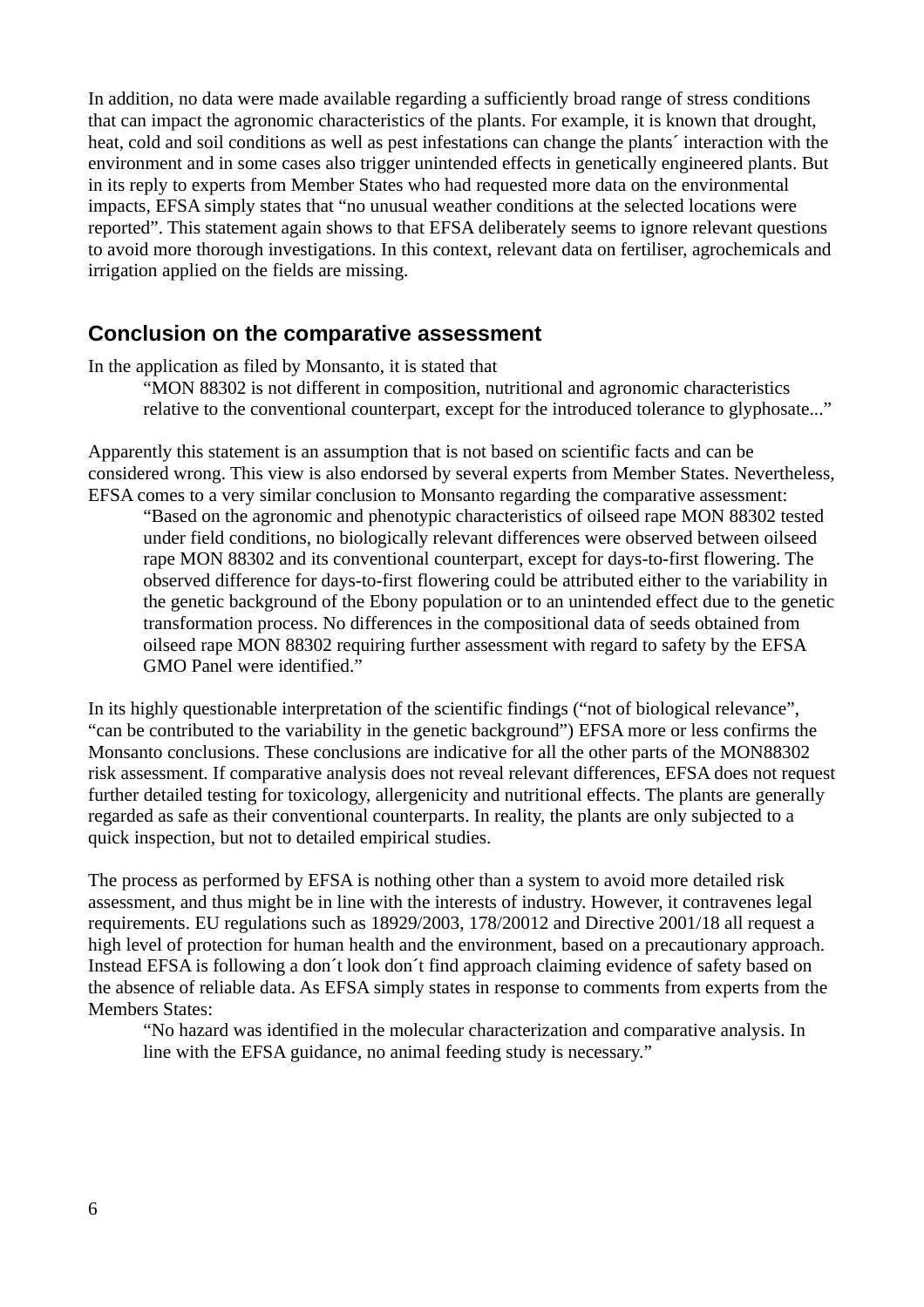In addition, no data were made available regarding a sufficiently broad range of stress conditions that can impact the agronomic characteristics of the plants. For example, it is known that drought, heat, cold and soil conditions as well as pest infestations can change the plants´ interaction with the environment and in some cases also trigger unintended effects in genetically engineered plants. But in its reply to experts from Member States who had requested more data on the environmental impacts, EFSA simply states that "no unusual weather conditions at the selected locations were reported". This statement again shows to that EFSA deliberately seems to ignore relevant questions to avoid more thorough investigations. In this context, relevant data on fertiliser, agrochemicals and irrigation applied on the fields are missing.

## Conclusion on the comparative assessment

In the application as filed by Monsanto, it is stated that

> "MON 88302 is not different in composition, nutritional and agronomic characteristics relative to the conventional counterpart, except for the introduced tolerance to glyphosate..."

Apparently this statement is an assumption that is not based on scientific facts and can be considered wrong. This view is also endorsed by several experts from Member States. Nevertheless, EFSA comes to a very similar conclusion to Monsanto regarding the comparative assessment:

> "Based on the agronomic and phenotypic characteristics of oilseed rape MON 88302 tested under field conditions, no biologically relevant differences were observed between oilseed rape MON 88302 and its conventional counterpart, except for days-to-first flowering. The observed difference for days-to-first flowering could be attributed either to the variability in the genetic background of the Ebony population or to an unintended effect due to the genetic transformation process. No differences in the compositional data of seeds obtained from oilseed rape MON 88302 requiring further assessment with regard to safety by the EFSA GMO Panel were identified."

In its highly questionable interpretation of the scientific findings ("not of biological relevance", "can be contributed to the variability in the genetic background") EFSA more or less confirms the Monsanto conclusions. These conclusions are indicative for all the other parts of the MON88302 risk assessment. If comparative analysis does not reveal relevant differences, EFSA does not request further detailed testing for toxicology, allergenicity and nutritional effects. The plants are generally regarded as safe as their conventional counterparts. In reality, the plants are only subjected to a quick inspection, but not to detailed empirical studies.

The process as performed by EFSA is nothing other than a system to avoid more detailed risk assessment, and thus might be in line with the interests of industry. However, it contravenes legal requirements. EU regulations such as 18929/2003, 178/20012 and Directive 2001/18 all request a high level of protection for human health and the environment, based on a precautionary approach. Instead EFSA is following a don´t look don´t find approach claiming evidence of safety based on the absence of reliable data. As EFSA simply states in response to comments from experts from the Members States:

> "No hazard was identified in the molecular characterization and comparative analysis. In line with the EFSA guidance, no animal feeding study is necessary."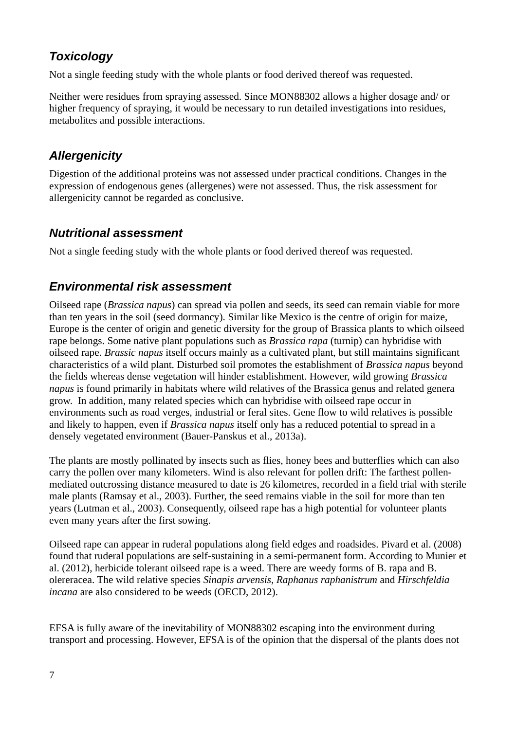## *Toxicology*

Not a single feeding study with the whole plants or food derived thereof was requested.

Neither were residues from spraying assessed. Since MON88302 allows a higher dosage and/ or higher frequency of spraying, it would be necessary to run detailed investigations into residues, metabolites and possible interactions.

## *Allergenicity*

Digestion of the additional proteins was not assessed under practical conditions. Changes in the expression of endogenous genes (allergenes) were not assessed. Thus, the risk assessment for allergenicity cannot be regarded as conclusive.

## *Nutritional assessment*

Not a single feeding study with the whole plants or food derived thereof was requested.

## *Environmental risk assessment*

Oilseed rape (*Brassica napus*) can spread via pollen and seeds, its seed can remain viable for more than ten years in the soil (seed dormancy). Similar like Mexico is the centre of origin for maize, Europe is the center of origin and genetic diversity for the group of Brassica plants to which oilseed rape belongs. Some native plant populations such as *Brassica rapa* (turnip) can hybridise with oilseed rape. *Brassic napus* itself occurs mainly as a cultivated plant, but still maintains significant characteristics of a wild plant. Disturbed soil promotes the establishment of *Brassica napus* beyond the fields whereas dense vegetation will hinder establishment. However, wild growing *Brassica napus* is found primarily in habitats where wild relatives of the Brassica genus and related genera grow. In addition, many related species which can hybridise with oilseed rape occur in environments such as road verges, industrial or feral sites. Gene flow to wild relatives is possible and likely to happen, even if *Brassica napus* itself only has a reduced potential to spread in a densely vegetated environment (Bauer-Panskus et al., 2013a).

The plants are mostly pollinated by insects such as flies, honey bees and butterflies which can also carry the pollen over many kilometers. Wind is also relevant for pollen drift: The farthest pollen-mediated outcrossing distance measured to date is 26 kilometres, recorded in a field trial with sterile male plants (Ramsay et al., 2003). Further, the seed remains viable in the soil for more than ten years (Lutman et al., 2003). Consequently, oilseed rape has a high potential for volunteer plants even many years after the first sowing.

Oilseed rape can appear in ruderal populations along field edges and roadsides. Pivard et al. (2008) found that ruderal populations are self-sustaining in a semi-permanent form. According to Munier et al. (2012), herbicide tolerant oilseed rape is a weed. There are weedy forms of B. rapa and B. olereracea. The wild relative species *Sinapis arvensis*, *Raphanus raphanistrum* and *Hirschfeldia incana* are also considered to be weeds (OECD, 2012).

EFSA is fully aware of the inevitability of MON88302 escaping into the environment during transport and processing. However, EFSA is of the opinion that the dispersal of the plants does not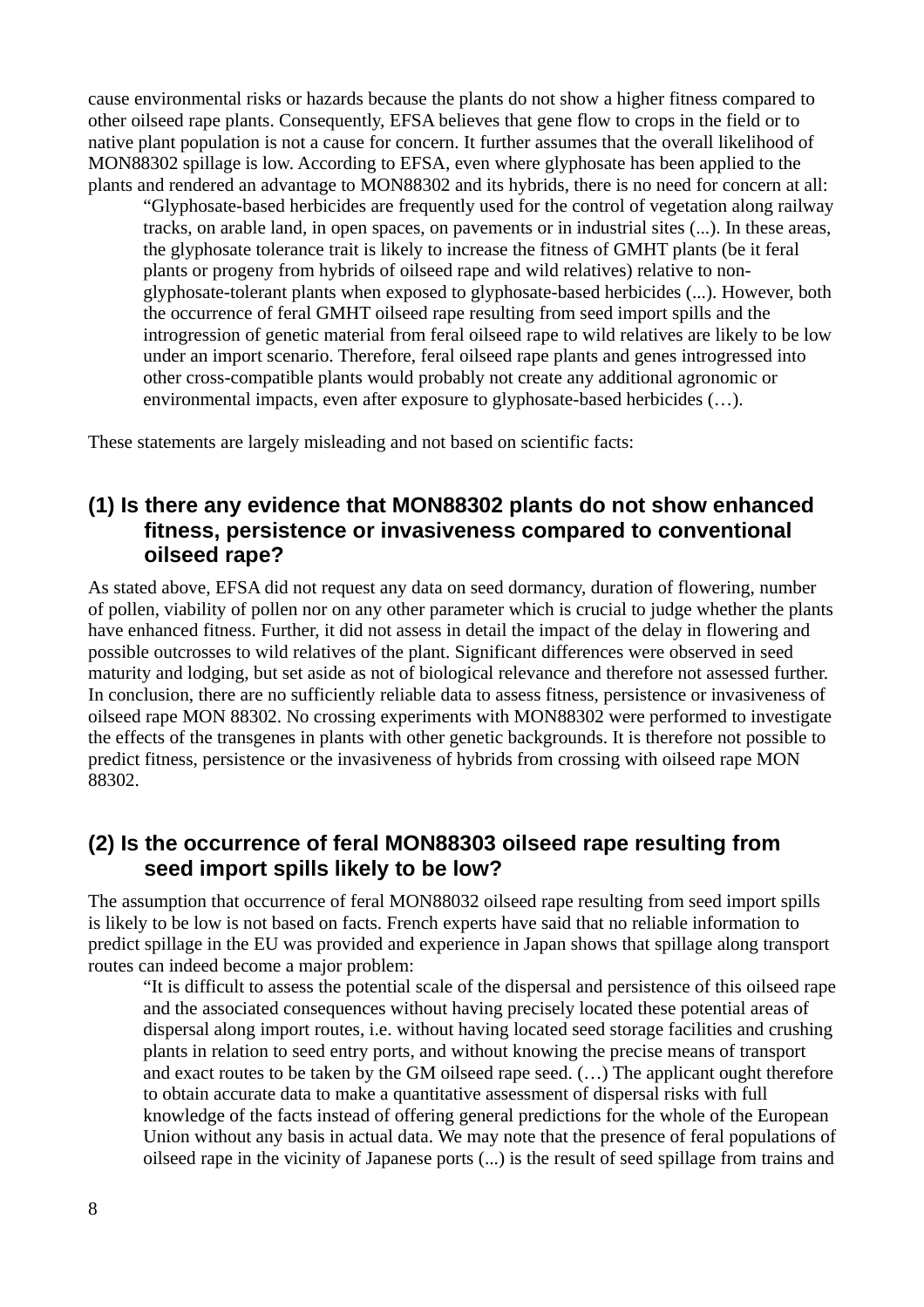cause environmental risks or hazards because the plants do not show a higher fitness compared to other oilseed rape plants. Consequently, EFSA believes that gene flow to crops in the field or to native plant population is not a cause for concern. It further assumes that the overall likelihood of MON88302 spillage is low. According to EFSA, even where glyphosate has been applied to the plants and rendered an advantage to MON88302 and its hybrids, there is no need for concern at all:

> "Glyphosate-based herbicides are frequently used for the control of vegetation along railway tracks, on arable land, in open spaces, on pavements or in industrial sites (...). In these areas, the glyphosate tolerance trait is likely to increase the fitness of GMHT plants (be it feral plants or progeny from hybrids of oilseed rape and wild relatives) relative to non-glyphosate-tolerant plants when exposed to glyphosate-based herbicides (...). However, both the occurrence of feral GMHT oilseed rape resulting from seed import spills and the introgression of genetic material from feral oilseed rape to wild relatives are likely to be low under an import scenario. Therefore, feral oilseed rape plants and genes introgressed into other cross-compatible plants would probably not create any additional agronomic or environmental impacts, even after exposure to glyphosate-based herbicides (…).

These statements are largely misleading and not based on scientific facts:

## (1) Is there any evidence that MON88302 plants do not show enhanced fitness, persistence or invasiveness compared to conventional oilseed rape?

As stated above, EFSA did not request any data on seed dormancy, duration of flowering, number of pollen, viability of pollen nor on any other parameter which is crucial to judge whether the plants have enhanced fitness. Further, it did not assess in detail the impact of the delay in flowering and possible outcrosses to wild relatives of the plant. Significant differences were observed in seed maturity and lodging, but set aside as not of biological relevance and therefore not assessed further. In conclusion, there are no sufficiently reliable data to assess fitness, persistence or invasiveness of oilseed rape MON 88302. No crossing experiments with MON88302 were performed to investigate the effects of the transgenes in plants with other genetic backgrounds. It is therefore not possible to predict fitness, persistence or the invasiveness of hybrids from crossing with oilseed rape MON 88302.

## (2) Is the occurrence of feral MON88303 oilseed rape resulting from seed import spills likely to be low?

The assumption that occurrence of feral MON88032 oilseed rape resulting from seed import spills is likely to be low is not based on facts. French experts have said that no reliable information to predict spillage in the EU was provided and experience in Japan shows that spillage along transport routes can indeed become a major problem:

> "It is difficult to assess the potential scale of the dispersal and persistence of this oilseed rape and the associated consequences without having precisely located these potential areas of dispersal along import routes, i.e. without having located seed storage facilities and crushing plants in relation to seed entry ports, and without knowing the precise means of transport and exact routes to be taken by the GM oilseed rape seed. (…) The applicant ought therefore to obtain accurate data to make a quantitative assessment of dispersal risks with full knowledge of the facts instead of offering general predictions for the whole of the European Union without any basis in actual data. We may note that the presence of feral populations of oilseed rape in the vicinity of Japanese ports (...) is the result of seed spillage from trains and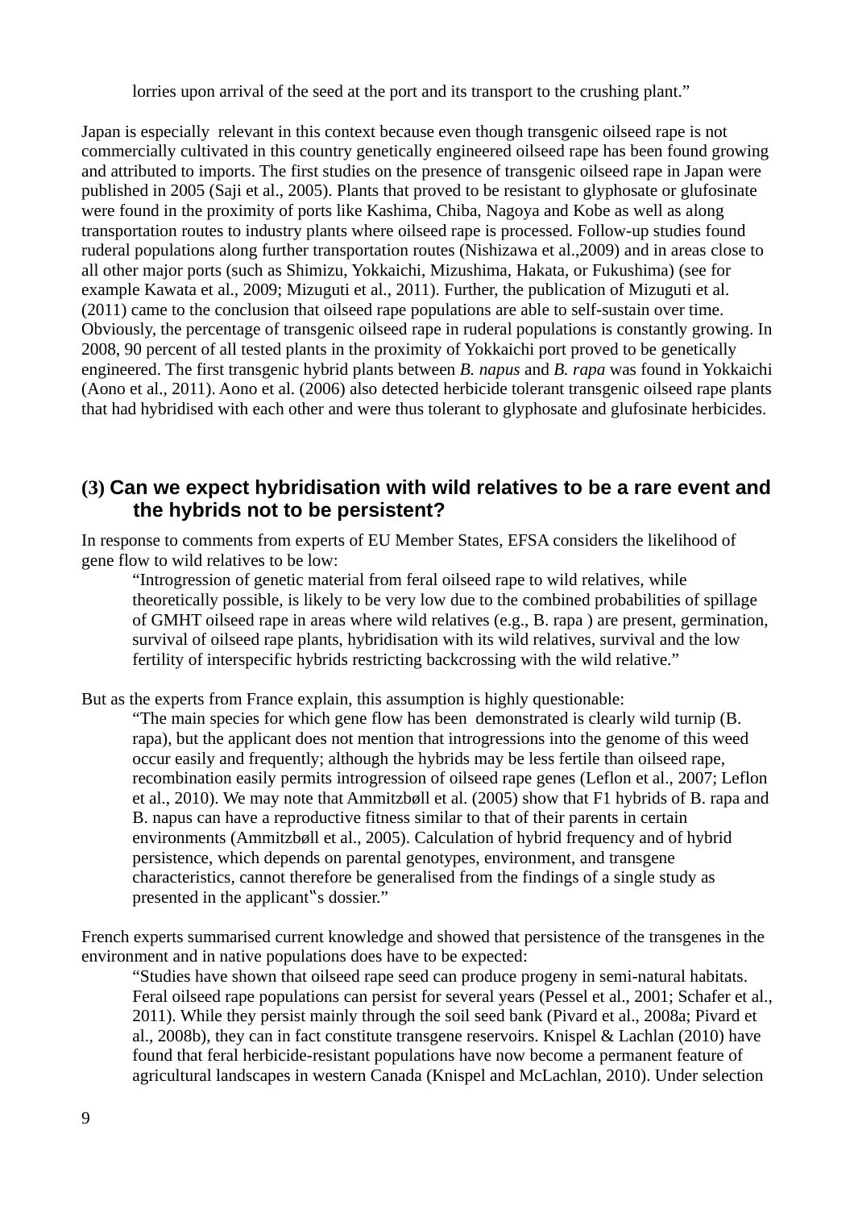> lorries upon arrival of the seed at the port and its transport to the crushing plant."

Japan is especially relevant in this context because even though transgenic oilseed rape is not commercially cultivated in this country genetically engineered oilseed rape has been found growing and attributed to imports. The first studies on the presence of transgenic oilseed rape in Japan were published in 2005 (Saji et al., 2005). Plants that proved to be resistant to glyphosate or glufosinate were found in the proximity of ports like Kashima, Chiba, Nagoya and Kobe as well as along transportation routes to industry plants where oilseed rape is processed. Follow-up studies found ruderal populations along further transportation routes (Nishizawa et al.,2009) and in areas close to all other major ports (such as Shimizu, Yokkaichi, Mizushima, Hakata, or Fukushima) (see for example Kawata et al., 2009; Mizuguti et al., 2011). Further, the publication of Mizuguti et al. (2011) came to the conclusion that oilseed rape populations are able to self-sustain over time. Obviously, the percentage of transgenic oilseed rape in ruderal populations is constantly growing. In 2008, 90 percent of all tested plants in the proximity of Yokkaichi port proved to be genetically engineered. The first transgenic hybrid plants between *B. napus* and *B. rapa* was found in Yokkaichi (Aono et al., 2011). Aono et al. (2006) also detected herbicide tolerant transgenic oilseed rape plants that had hybridised with each other and were thus tolerant to glyphosate and glufosinate herbicides.

## (3) Can we expect hybridisation with wild relatives to be a rare event and the hybrids not to be persistent?

In response to comments from experts of EU Member States, EFSA considers the likelihood of gene flow to wild relatives to be low:

> "Introgression of genetic material from feral oilseed rape to wild relatives, while theoretically possible, is likely to be very low due to the combined probabilities of spillage of GMHT oilseed rape in areas where wild relatives (e.g., B. rapa ) are present, germination, survival of oilseed rape plants, hybridisation with its wild relatives, survival and the low fertility of interspecific hybrids restricting backcrossing with the wild relative."

But as the experts from France explain, this assumption is highly questionable:

> "The main species for which gene flow has been demonstrated is clearly wild turnip (B. rapa), but the applicant does not mention that introgressions into the genome of this weed occur easily and frequently; although the hybrids may be less fertile than oilseed rape, recombination easily permits introgression of oilseed rape genes (Leflon et al., 2007; Leflon et al., 2010). We may note that Ammitzbøll et al. (2005) show that F1 hybrids of B. rapa and B. napus can have a reproductive fitness similar to that of their parents in certain environments (Ammitzbøll et al., 2005). Calculation of hybrid frequency and of hybrid persistence, which depends on parental genotypes, environment, and transgene characteristics, cannot therefore be generalised from the findings of a single study as presented in the applicant�trs dossier."

French experts summarised current knowledge and showed that persistence of the transgenes in the environment and in native populations does have to be expected:

> "Studies have shown that oilseed rape seed can produce progeny in semi-natural habitats. Feral oilseed rape populations can persist for several years (Pessel et al., 2001; Schafer et al., 2011). While they persist mainly through the soil seed bank (Pivard et al., 2008a; Pivard et al., 2008b), they can in fact constitute transgene reservoirs. Knispel & Lachlan (2010) have found that feral herbicide-resistant populations have now become a permanent feature of agricultural landscapes in western Canada (Knispel and McLachlan, 2010). Under selection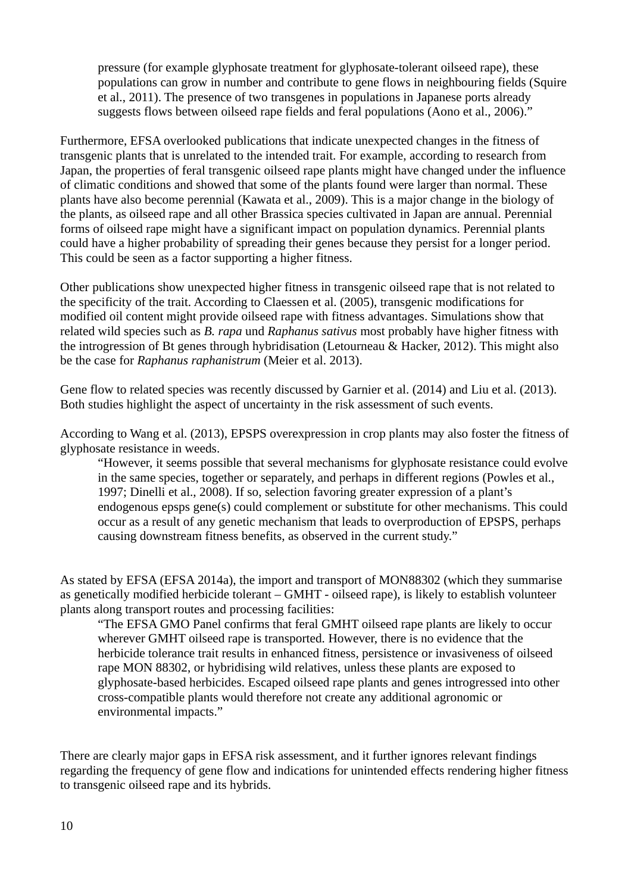> pressure (for example glyphosate treatment for glyphosate-tolerant oilseed rape), these populations can grow in number and contribute to gene flows in neighbouring fields (Squire et al., 2011). The presence of two transgenes in populations in Japanese ports already suggests flows between oilseed rape fields and feral populations (Aono et al., 2006)."

Furthermore, EFSA overlooked publications that indicate unexpected changes in the fitness of transgenic plants that is unrelated to the intended trait. For example, according to research from Japan, the properties of feral transgenic oilseed rape plants might have changed under the influence of climatic conditions and showed that some of the plants found were larger than normal. These plants have also become perennial (Kawata et al., 2009). This is a major change in the biology of the plants, as oilseed rape and all other Brassica species cultivated in Japan are annual. Perennial forms of oilseed rape might have a significant impact on population dynamics. Perennial plants could have a higher probability of spreading their genes because they persist for a longer period. This could be seen as a factor supporting a higher fitness.

Other publications show unexpected higher fitness in transgenic oilseed rape that is not related to the specificity of the trait. According to Claessen et al. (2005), transgenic modifications for modified oil content might provide oilseed rape with fitness advantages. Simulations show that related wild species such as *B. rapa* und *Raphanus sativus* most probably have higher fitness with the introgression of Bt genes through hybridisation (Letourneau & Hacker, 2012). This might also be the case for *Raphanus raphanistrum* (Meier et al. 2013).

Gene flow to related species was recently discussed by Garnier et al. (2014) and Liu et al. (2013). Both studies highlight the aspect of uncertainty in the risk assessment of such events.

According to Wang et al. (2013), EPSPS overexpression in crop plants may also foster the fitness of glyphosate resistance in weeds.

> "However, it seems possible that several mechanisms for glyphosate resistance could evolve in the same species, together or separately, and perhaps in different regions (Powles et al., 1997; Dinelli et al., 2008). If so, selection favoring greater expression of a plant's endogenous epsps gene(s) could complement or substitute for other mechanisms. This could occur as a result of any genetic mechanism that leads to overproduction of EPSPS, perhaps causing downstream fitness benefits, as observed in the current study."

As stated by EFSA (EFSA 2014a), the import and transport of MON88302 (which they summarise as genetically modified herbicide tolerant – GMHT - oilseed rape), is likely to establish volunteer plants along transport routes and processing facilities:

> "The EFSA GMO Panel confirms that feral GMHT oilseed rape plants are likely to occur wherever GMHT oilseed rape is transported. However, there is no evidence that the herbicide tolerance trait results in enhanced fitness, persistence or invasiveness of oilseed rape MON 88302, or hybridising wild relatives, unless these plants are exposed to glyphosate-based herbicides. Escaped oilseed rape plants and genes introgressed into other cross-compatible plants would therefore not create any additional agronomic or environmental impacts."

There are clearly major gaps in EFSA risk assessment, and it further ignores relevant findings regarding the frequency of gene flow and indications for unintended effects rendering higher fitness to transgenic oilseed rape and its hybrids.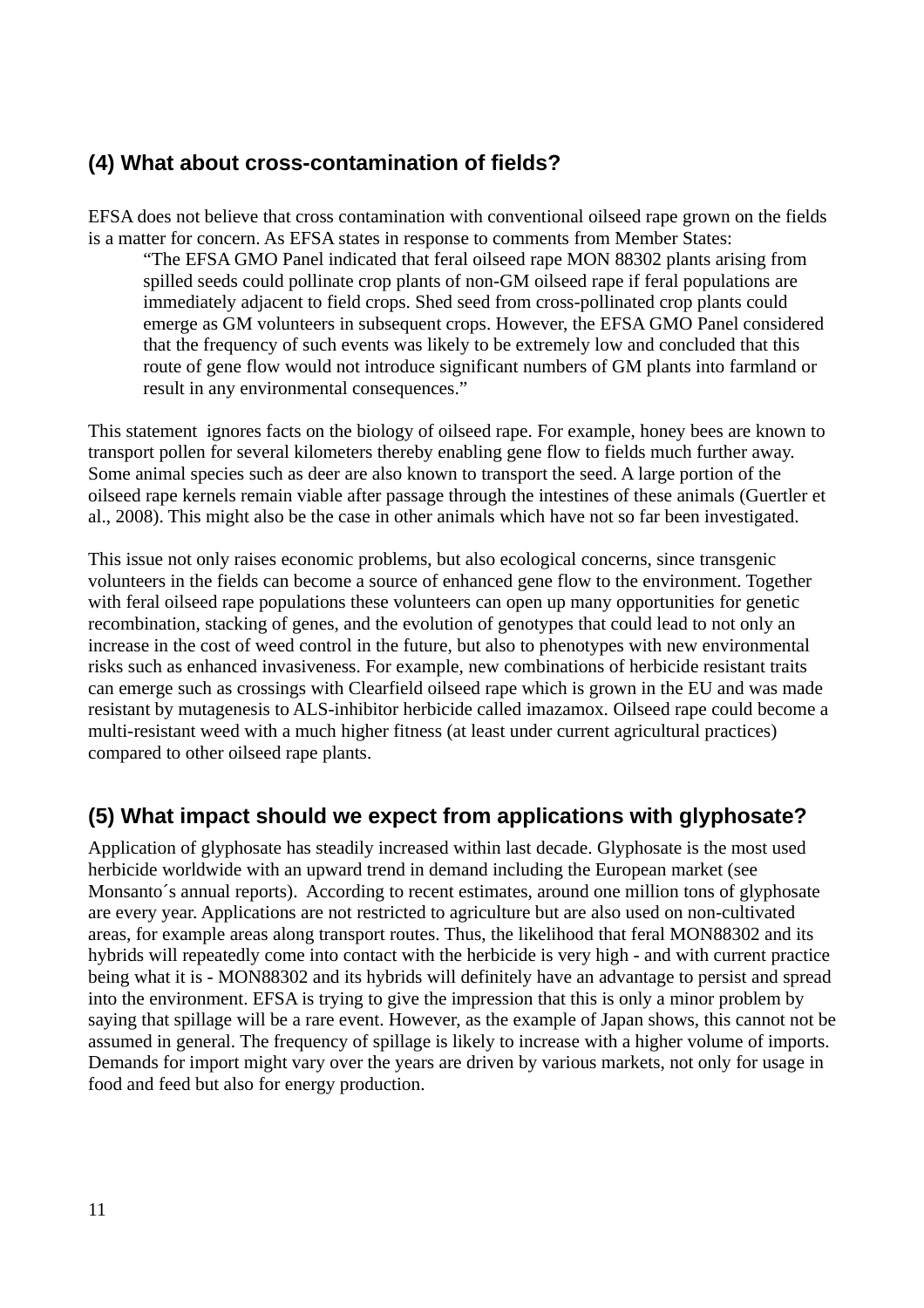## (4) What about cross-contamination of fields?

EFSA does not believe that cross contamination with conventional oilseed rape grown on the fields is a matter for concern. As EFSA states in response to comments from Member States:

> "The EFSA GMO Panel indicated that feral oilseed rape MON 88302 plants arising from spilled seeds could pollinate crop plants of non-GM oilseed rape if feral populations are immediately adjacent to field crops. Shed seed from cross-pollinated crop plants could emerge as GM volunteers in subsequent crops. However, the EFSA GMO Panel considered that the frequency of such events was likely to be extremely low and concluded that this route of gene flow would not introduce significant numbers of GM plants into farmland or result in any environmental consequences."

This statement ignores facts on the biology of oilseed rape. For example, honey bees are known to transport pollen for several kilometers thereby enabling gene flow to fields much further away. Some animal species such as deer are also known to transport the seed. A large portion of the oilseed rape kernels remain viable after passage through the intestines of these animals (Guertler et al., 2008). This might also be the case in other animals which have not so far been investigated.

This issue not only raises economic problems, but also ecological concerns, since transgenic volunteers in the fields can become a source of enhanced gene flow to the environment. Together with feral oilseed rape populations these volunteers can open up many opportunities for genetic recombination, stacking of genes, and the evolution of genotypes that could lead to not only an increase in the cost of weed control in the future, but also to phenotypes with new environmental risks such as enhanced invasiveness. For example, new combinations of herbicide resistant traits can emerge such as crossings with Clearfield oilseed rape which is grown in the EU and was made resistant by mutagenesis to ALS-inhibitor herbicide called imazamox. Oilseed rape could become a multi-resistant weed with a much higher fitness (at least under current agricultural practices) compared to other oilseed rape plants.

## (5) What impact should we expect from applications with glyphosate?

Application of glyphosate has steadily increased within last decade. Glyphosate is the most used herbicide worldwide with an upward trend in demand including the European market (see Monsanto´s annual reports). According to recent estimates, around one million tons of glyphosate are every year. Applications are not restricted to agriculture but are also used on non-cultivated areas, for example areas along transport routes. Thus, the likelihood that feral MON88302 and its hybrids will repeatedly come into contact with the herbicide is very high - and with current practice being what it is - MON88302 and its hybrids will definitely have an advantage to persist and spread into the environment. EFSA is trying to give the impression that this is only a minor problem by saying that spillage will be a rare event. However, as the example of Japan shows, this cannot not be assumed in general. The frequency of spillage is likely to increase with a higher volume of imports. Demands for import might vary over the years are driven by various markets, not only for usage in food and feed but also for energy production.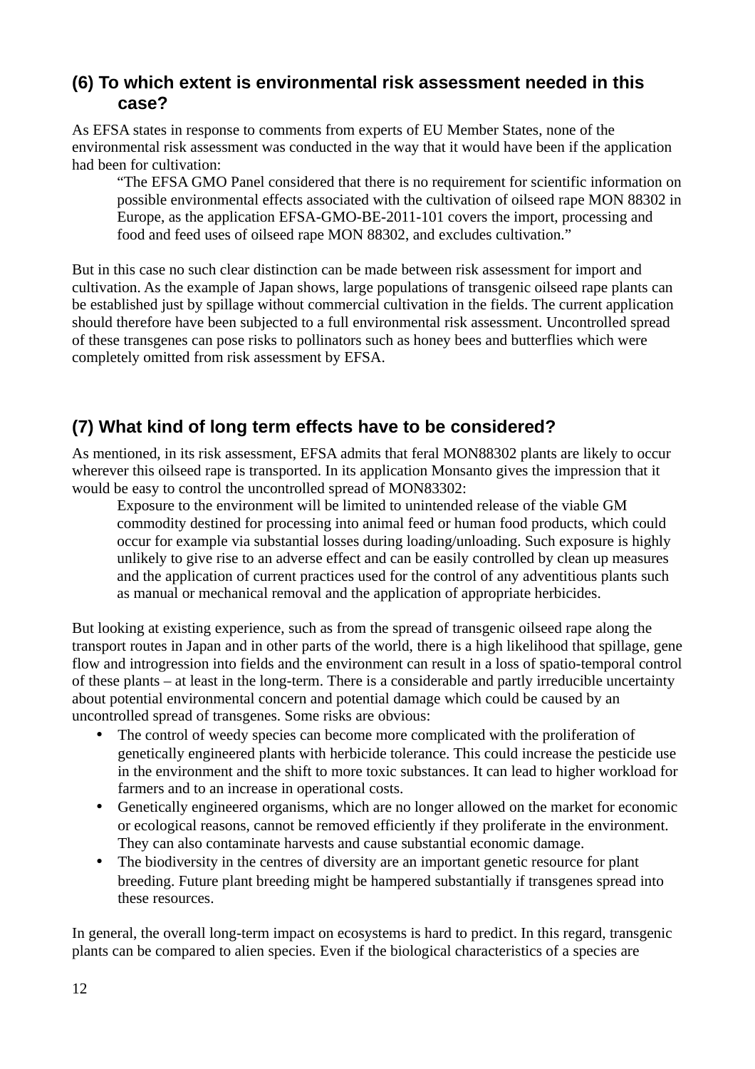## (6) To which extent is environmental risk assessment needed in this case?

As EFSA states in response to comments from experts of EU Member States, none of the environmental risk assessment was conducted in the way that it would have been if the application had been for cultivation:

> "The EFSA GMO Panel considered that there is no requirement for scientific information on possible environmental effects associated with the cultivation of oilseed rape MON 88302 in Europe, as the application EFSA-GMO-BE-2011-101 covers the import, processing and food and feed uses of oilseed rape MON 88302, and excludes cultivation."

But in this case no such clear distinction can be made between risk assessment for import and cultivation. As the example of Japan shows, large populations of transgenic oilseed rape plants can be established just by spillage without commercial cultivation in the fields. The current application should therefore have been subjected to a full environmental risk assessment. Uncontrolled spread of these transgenes can pose risks to pollinators such as honey bees and butterflies which were completely omitted from risk assessment by EFSA.

## (7) What kind of long term effects have to be considered?

As mentioned, in its risk assessment, EFSA admits that feral MON88302 plants are likely to occur wherever this oilseed rape is transported. In its application Monsanto gives the impression that it would be easy to control the uncontrolled spread of MON83302:

> Exposure to the environment will be limited to unintended release of the viable GM commodity destined for processing into animal feed or human food products, which could occur for example via substantial losses during loading/unloading. Such exposure is highly unlikely to give rise to an adverse effect and can be easily controlled by clean up measures and the application of current practices used for the control of any adventitious plants such as manual or mechanical removal and the application of appropriate herbicides.

But looking at existing experience, such as from the spread of transgenic oilseed rape along the transport routes in Japan and in other parts of the world, there is a high likelihood that spillage, gene flow and introgression into fields and the environment can result in a loss of spatio-temporal control of these plants – at least in the long-term. There is a considerable and partly irreducible uncertainty about potential environmental concern and potential damage which could be caused by an uncontrolled spread of transgenes. Some risks are obvious:

- The control of weedy species can become more complicated with the proliferation of genetically engineered plants with herbicide tolerance. This could increase the pesticide use in the environment and the shift to more toxic substances. It can lead to higher workload for farmers and to an increase in operational costs.
- Genetically engineered organisms, which are no longer allowed on the market for economic or ecological reasons, cannot be removed efficiently if they proliferate in the environment. They can also contaminate harvests and cause substantial economic damage.
- The biodiversity in the centres of diversity are an important genetic resource for plant breeding. Future plant breeding might be hampered substantially if transgenes spread into these resources.

In general, the overall long-term impact on ecosystems is hard to predict. In this regard, transgenic plants can be compared to alien species. Even if the biological characteristics of a species are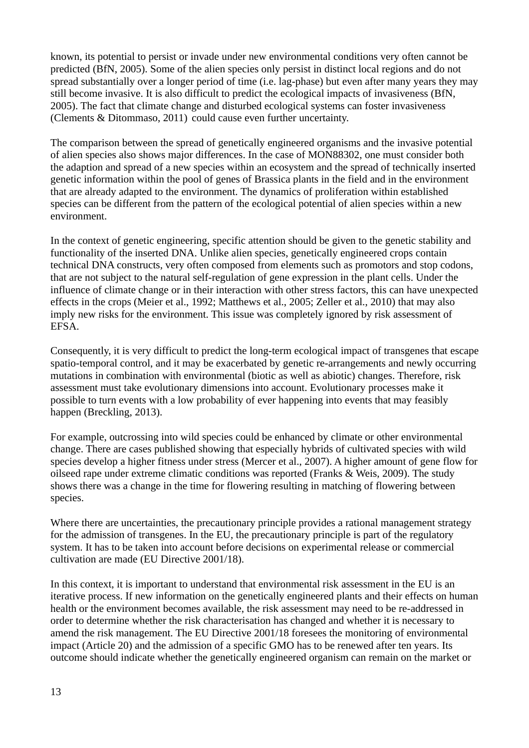known, its potential to persist or invade under new environmental conditions very often cannot be predicted (BfN, 2005). Some of the alien species only persist in distinct local regions and do not spread substantially over a longer period of time (i.e. lag-phase) but even after many years they may still become invasive. It is also difficult to predict the ecological impacts of invasiveness (BfN, 2005). The fact that climate change and disturbed ecological systems can foster invasiveness (Clements & Ditommaso, 2011) could cause even further uncertainty.

The comparison between the spread of genetically engineered organisms and the invasive potential of alien species also shows major differences. In the case of MON88302, one must consider both the adaption and spread of a new species within an ecosystem and the spread of technically inserted genetic information within the pool of genes of Brassica plants in the field and in the environment that are already adapted to the environment. The dynamics of proliferation within established species can be different from the pattern of the ecological potential of alien species within a new environment.

In the context of genetic engineering, specific attention should be given to the genetic stability and functionality of the inserted DNA. Unlike alien species, genetically engineered crops contain technical DNA constructs, very often composed from elements such as promotors and stop codons, that are not subject to the natural self-regulation of gene expression in the plant cells. Under the influence of climate change or in their interaction with other stress factors, this can have unexpected effects in the crops (Meier et al., 1992; Matthews et al., 2005; Zeller et al., 2010) that may also imply new risks for the environment. This issue was completely ignored by risk assessment of EFSA.

Consequently, it is very difficult to predict the long-term ecological impact of transgenes that escape spatio-temporal control, and it may be exacerbated by genetic re-arrangements and newly occurring mutations in combination with environmental (biotic as well as abiotic) changes. Therefore, risk assessment must take evolutionary dimensions into account. Evolutionary processes make it possible to turn events with a low probability of ever happening into events that may feasibly happen (Breckling, 2013).

For example, outcrossing into wild species could be enhanced by climate or other environmental change. There are cases published showing that especially hybrids of cultivated species with wild species develop a higher fitness under stress (Mercer et al., 2007). A higher amount of gene flow for oilseed rape under extreme climatic conditions was reported (Franks & Weis, 2009). The study shows there was a change in the time for flowering resulting in matching of flowering between species.

Where there are uncertainties, the precautionary principle provides a rational management strategy for the admission of transgenes. In the EU, the precautionary principle is part of the regulatory system. It has to be taken into account before decisions on experimental release or commercial cultivation are made (EU Directive 2001/18).

In this context, it is important to understand that environmental risk assessment in the EU is an iterative process. If new information on the genetically engineered plants and their effects on human health or the environment becomes available, the risk assessment may need to be re-addressed in order to determine whether the risk characterisation has changed and whether it is necessary to amend the risk management. The EU Directive 2001/18 foresees the monitoring of environmental impact (Article 20) and the admission of a specific GMO has to be renewed after ten years. Its outcome should indicate whether the genetically engineered organism can remain on the market or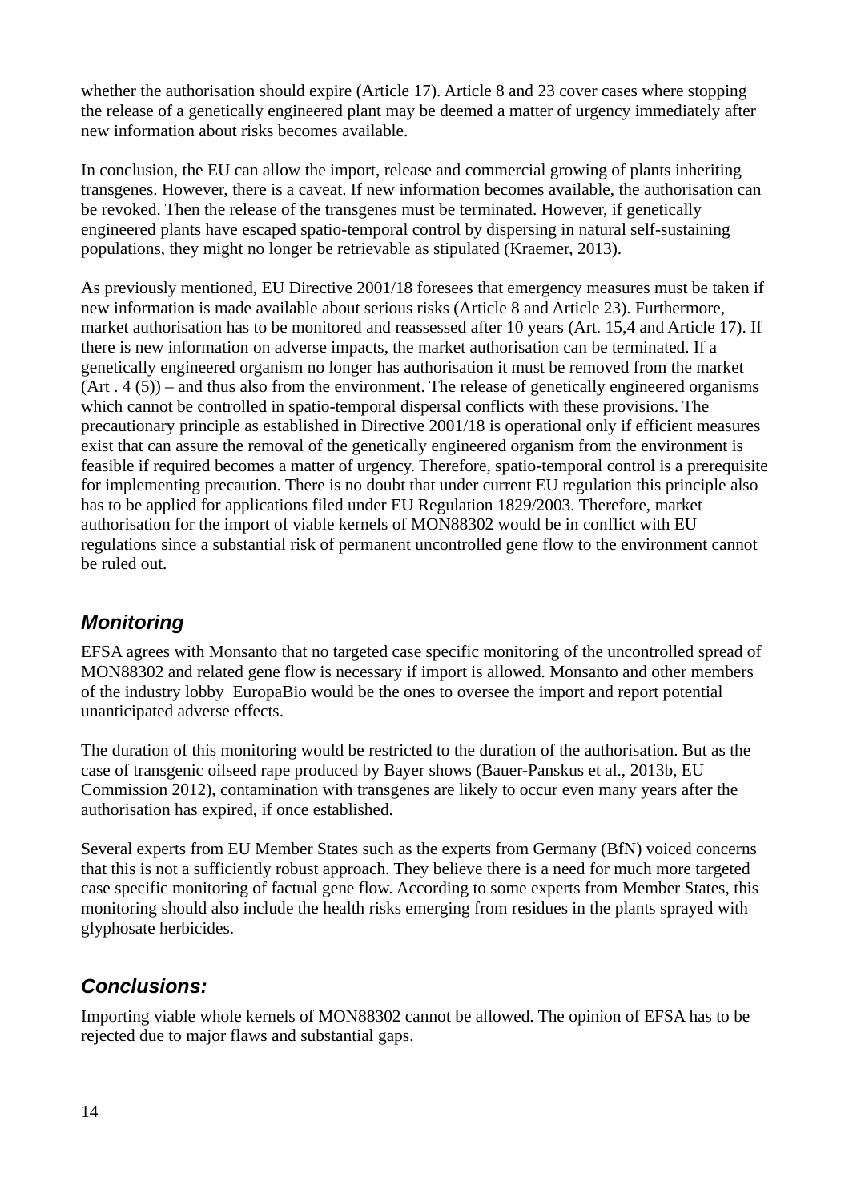whether the authorisation should expire (Article 17). Article 8 and 23 cover cases where stopping the release of a genetically engineered plant may be deemed a matter of urgency immediately after new information about risks becomes available.

In conclusion, the EU can allow the import, release and commercial growing of plants inheriting transgenes. However, there is a caveat. If new information becomes available, the authorisation can be revoked. Then the release of the transgenes must be terminated. However, if genetically engineered plants have escaped spatio-temporal control by dispersing in natural self-sustaining populations, they might no longer be retrievable as stipulated (Kraemer, 2013).

As previously mentioned, EU Directive 2001/18 foresees that emergency measures must be taken if new information is made available about serious risks (Article 8 and Article 23). Furthermore, market authorisation has to be monitored and reassessed after 10 years (Art. 15,4 and Article 17). If there is new information on adverse impacts, the market authorisation can be terminated. If a genetically engineered organism no longer has authorisation it must be removed from the market (Art . 4 (5)) – and thus also from the environment. The release of genetically engineered organisms which cannot be controlled in spatio-temporal dispersal conflicts with these provisions. The precautionary principle as established in Directive 2001/18 is operational only if efficient measures exist that can assure the removal of the genetically engineered organism from the environment is feasible if required becomes a matter of urgency. Therefore, spatio-temporal control is a prerequisite for implementing precaution. There is no doubt that under current EU regulation this principle also has to be applied for applications filed under EU Regulation 1829/2003. Therefore, market authorisation for the import of viable kernels of MON88302 would be in conflict with EU regulations since a substantial risk of permanent uncontrolled gene flow to the environment cannot be ruled out.

## *Monitoring*

EFSA agrees with Monsanto that no targeted case specific monitoring of the uncontrolled spread of MON88302 and related gene flow is necessary if import is allowed. Monsanto and other members of the industry lobby EuropaBio would be the ones to oversee the import and report potential unanticipated adverse effects.

The duration of this monitoring would be restricted to the duration of the authorisation. But as the case of transgenic oilseed rape produced by Bayer shows (Bauer-Panskus et al., 2013b, EU Commission 2012), contamination with transgenes are likely to occur even many years after the authorisation has expired, if once established.

Several experts from EU Member States such as the experts from Germany (BfN) voiced concerns that this is not a sufficiently robust approach. They believe there is a need for much more targeted case specific monitoring of factual gene flow. According to some experts from Member States, this monitoring should also include the health risks emerging from residues in the plants sprayed with glyphosate herbicides.

## *Conclusions:*

Importing viable whole kernels of MON88302 cannot be allowed. The opinion of EFSA has to be rejected due to major flaws and substantial gaps.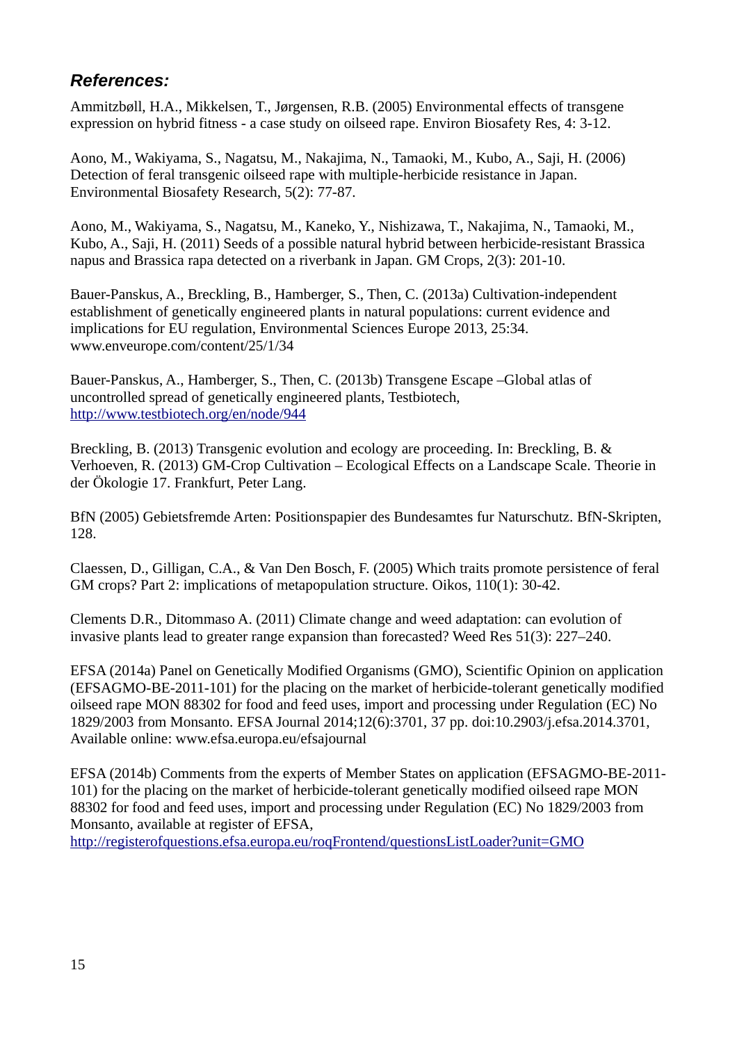### ***References:***

Ammitzbøll, H.A., Mikkelsen, T., Jørgensen, R.B. (2005) Environmental effects of transgene expression on hybrid fitness - a case study on oilseed rape. Environ Biosafety Res, 4: 3-12.

Aono, M., Wakiyama, S., Nagatsu, M., Nakajima, N., Tamaoki, M., Kubo, A., Saji, H. (2006) Detection of feral transgenic oilseed rape with multiple-herbicide resistance in Japan. Environmental Biosafety Research, 5(2): 77-87.

Aono, M., Wakiyama, S., Nagatsu, M., Kaneko, Y., Nishizawa, T., Nakajima, N., Tamaoki, M., Kubo, A., Saji, H. (2011) Seeds of a possible natural hybrid between herbicide-resistant Brassica napus and Brassica rapa detected on a riverbank in Japan. GM Crops, 2(3): 201-10.

Bauer-Panskus, A., Breckling, B., Hamberger, S., Then, C. (2013a) Cultivation-independent establishment of genetically engineered plants in natural populations: current evidence and implications for EU regulation, Environmental Sciences Europe 2013, 25:34. www.enveurope.com/content/25/1/34

Bauer-Panskus, A., Hamberger, S., Then, C. (2013b) Transgene Escape –Global atlas of uncontrolled spread of genetically engineered plants, Testbiotech, http://www.testbiotech.org/en/node/944

Breckling, B. (2013) Transgenic evolution and ecology are proceeding. In: Breckling, B. & Verhoeven, R. (2013) GM-Crop Cultivation – Ecological Effects on a Landscape Scale. Theorie in der Ökologie 17. Frankfurt, Peter Lang.

BfN (2005) Gebietsfremde Arten: Positionspapier des Bundesamtes fur Naturschutz. BfN-Skripten, 128.

Claessen, D., Gilligan, C.A., & Van Den Bosch, F. (2005) Which traits promote persistence of feral GM crops? Part 2: implications of metapopulation structure. Oikos, 110(1): 30-42.

Clements D.R., Ditommaso A. (2011) Climate change and weed adaptation: can evolution of invasive plants lead to greater range expansion than forecasted? Weed Res 51(3): 227–240.

EFSA (2014a) Panel on Genetically Modified Organisms (GMO), Scientific Opinion on application (EFSAGMO-BE-2011-101) for the placing on the market of herbicide-tolerant genetically modified oilseed rape MON 88302 for food and feed uses, import and processing under Regulation (EC) No 1829/2003 from Monsanto. EFSA Journal 2014;12(6):3701, 37 pp. doi:10.2903/j.efsa.2014.3701, Available online: www.efsa.europa.eu/efsajournal

EFSA (2014b) Comments from the experts of Member States on application (EFSAGMO-BE-2011-101) for the placing on the market of herbicide-tolerant genetically modified oilseed rape MON 88302 for food and feed uses, import and processing under Regulation (EC) No 1829/2003 from Monsanto, available at register of EFSA, http://registerofquestions.efsa.europa.eu/roqFrontend/questionsListLoader?unit=GMO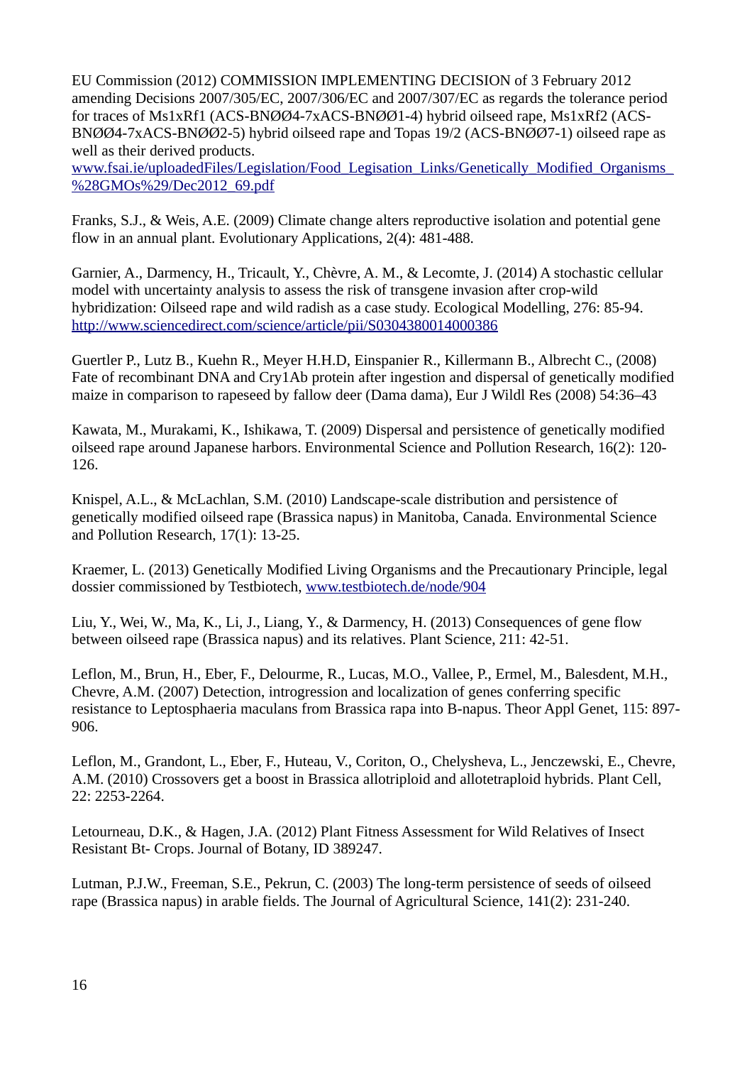EU Commission (2012) COMMISSION IMPLEMENTING DECISION of 3 February 2012 amending Decisions 2007/305/EC, 2007/306/EC and 2007/307/EC as regards the tolerance period for traces of Ms1xRf1 (ACS-BNØØ4-7xACS-BNØØ1-4) hybrid oilseed rape, Ms1xRf2 (ACS-BNØØ4-7xACS-BNØØ2-5) hybrid oilseed rape and Topas 19/2 (ACS-BNØØ7-1) oilseed rape as well as their derived products. www.fsai.ie/uploadedFiles/Legislation/Food_Legisation_Links/Genetically_Modified_Organisms_%28GMOs%29/Dec2012_69.pdf

Franks, S.J., & Weis, A.E. (2009) Climate change alters reproductive isolation and potential gene flow in an annual plant. Evolutionary Applications, 2(4): 481-488.

Garnier, A., Darmency, H., Tricault, Y., Chèvre, A. M., & Lecomte, J. (2014) A stochastic cellular model with uncertainty analysis to assess the risk of transgene invasion after crop-wild hybridization: Oilseed rape and wild radish as a case study. Ecological Modelling, 276: 85-94. http://www.sciencedirect.com/science/article/pii/S0304380014000386

Guertler P., Lutz B., Kuehn R., Meyer H.H.D, Einspanier R., Killermann B., Albrecht C., (2008) Fate of recombinant DNA and Cry1Ab protein after ingestion and dispersal of genetically modified maize in comparison to rapeseed by fallow deer (Dama dama), Eur J Wildl Res (2008) 54:36–43

Kawata, M., Murakami, K., Ishikawa, T. (2009) Dispersal and persistence of genetically modified oilseed rape around Japanese harbors. Environmental Science and Pollution Research, 16(2): 120-126.

Knispel, A.L., & McLachlan, S.M. (2010) Landscape-scale distribution and persistence of genetically modified oilseed rape (Brassica napus) in Manitoba, Canada. Environmental Science and Pollution Research, 17(1): 13-25.

Kraemer, L. (2013) Genetically Modified Living Organisms and the Precautionary Principle, legal dossier commissioned by Testbiotech, www.testbiotech.de/node/904

Liu, Y., Wei, W., Ma, K., Li, J., Liang, Y., & Darmency, H. (2013) Consequences of gene flow between oilseed rape (Brassica napus) and its relatives. Plant Science, 211: 42-51.

Leflon, M., Brun, H., Eber, F., Delourme, R., Lucas, M.O., Vallee, P., Ermel, M., Balesdent, M.H., Chevre, A.M. (2007) Detection, introgression and localization of genes conferring specific resistance to Leptosphaeria maculans from Brassica rapa into B-napus. Theor Appl Genet, 115: 897-906.

Leflon, M., Grandont, L., Eber, F., Huteau, V., Coriton, O., Chelysheva, L., Jenczewski, E., Chevre, A.M. (2010) Crossovers get a boost in Brassica allotriploid and allotetraploid hybrids. Plant Cell, 22: 2253-2264.

Letourneau, D.K., & Hagen, J.A. (2012) Plant Fitness Assessment for Wild Relatives of Insect Resistant Bt- Crops. Journal of Botany, ID 389247.

Lutman, P.J.W., Freeman, S.E., Pekrun, C. (2003) The long-term persistence of seeds of oilseed rape (Brassica napus) in arable fields. The Journal of Agricultural Science, 141(2): 231-240.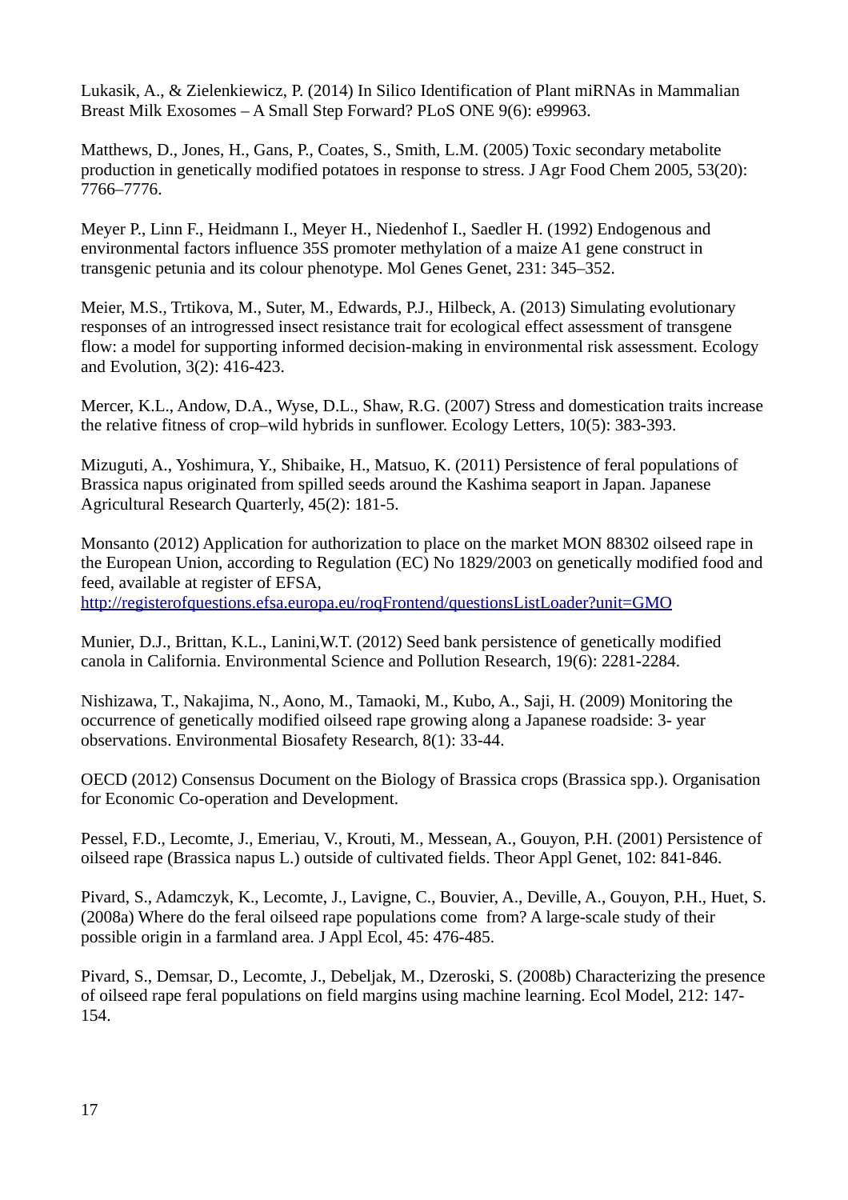Lukasik, A., & Zielenkiewicz, P. (2014) In Silico Identification of Plant miRNAs in Mammalian Breast Milk Exosomes – A Small Step Forward? PLoS ONE 9(6): e99963.

Matthews, D., Jones, H., Gans, P., Coates, S., Smith, L.M. (2005) Toxic secondary metabolite production in genetically modified potatoes in response to stress. J Agr Food Chem 2005, 53(20): 7766–7776.

Meyer P., Linn F., Heidmann I., Meyer H., Niedenhof I., Saedler H. (1992) Endogenous and environmental factors influence 35S promoter methylation of a maize A1 gene construct in transgenic petunia and its colour phenotype. Mol Genes Genet, 231: 345–352.

Meier, M.S., Trtikova, M., Suter, M., Edwards, P.J., Hilbeck, A. (2013) Simulating evolutionary responses of an introgressed insect resistance trait for ecological effect assessment of transgene flow: a model for supporting informed decision-making in environmental risk assessment. Ecology and Evolution, 3(2): 416-423.

Mercer, K.L., Andow, D.A., Wyse, D.L., Shaw, R.G. (2007) Stress and domestication traits increase the relative fitness of crop–wild hybrids in sunflower. Ecology Letters, 10(5): 383-393.

Mizuguti, A., Yoshimura, Y., Shibaike, H., Matsuo, K. (2011) Persistence of feral populations of Brassica napus originated from spilled seeds around the Kashima seaport in Japan. Japanese Agricultural Research Quarterly, 45(2): 181-5.

Monsanto (2012) Application for authorization to place on the market MON 88302 oilseed rape in the European Union, according to Regulation (EC) No 1829/2003 on genetically modified food and feed, available at register of EFSA, http://registerofquestions.efsa.europa.eu/roqFrontend/questionsListLoader?unit=GMO

Munier, D.J., Brittan, K.L., Lanini,W.T. (2012) Seed bank persistence of genetically modified canola in California. Environmental Science and Pollution Research, 19(6): 2281-2284.

Nishizawa, T., Nakajima, N., Aono, M., Tamaoki, M., Kubo, A., Saji, H. (2009) Monitoring the occurrence of genetically modified oilseed rape growing along a Japanese roadside: 3- year observations. Environmental Biosafety Research, 8(1): 33-44.

OECD (2012) Consensus Document on the Biology of Brassica crops (Brassica spp.). Organisation for Economic Co-operation and Development.

Pessel, F.D., Lecomte, J., Emeriau, V., Krouti, M., Messean, A., Gouyon, P.H. (2001) Persistence of oilseed rape (Brassica napus L.) outside of cultivated fields. Theor Appl Genet, 102: 841-846.

Pivard, S., Adamczyk, K., Lecomte, J., Lavigne, C., Bouvier, A., Deville, A., Gouyon, P.H., Huet, S. (2008a) Where do the feral oilseed rape populations come from? A large-scale study of their possible origin in a farmland area. J Appl Ecol, 45: 476-485.

Pivard, S., Demsar, D., Lecomte, J., Debeljak, M., Dzeroski, S. (2008b) Characterizing the presence of oilseed rape feral populations on field margins using machine learning. Ecol Model, 212: 147-154.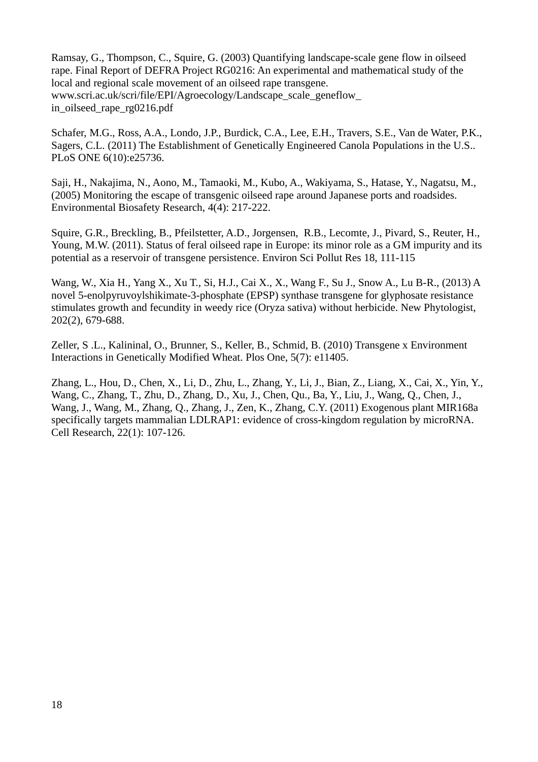Ramsay, G., Thompson, C., Squire, G. (2003) Quantifying landscape-scale gene flow in oilseed rape. Final Report of DEFRA Project RG0216: An experimental and mathematical study of the local and regional scale movement of an oilseed rape transgene. www.scri.ac.uk/scri/file/EPI/Agroecology/Landscape_scale_geneflow_in_oilseed_rape_rg0216.pdf

Schafer, M.G., Ross, A.A., Londo, J.P., Burdick, C.A., Lee, E.H., Travers, S.E., Van de Water, P.K., Sagers, C.L. (2011) The Establishment of Genetically Engineered Canola Populations in the U.S.. PLoS ONE 6(10):e25736.

Saji, H., Nakajima, N., Aono, M., Tamaoki, M., Kubo, A., Wakiyama, S., Hatase, Y., Nagatsu, M., (2005) Monitoring the escape of transgenic oilseed rape around Japanese ports and roadsides. Environmental Biosafety Research, 4(4): 217-222.

Squire, G.R., Breckling, B., Pfeilstetter, A.D., Jorgensen, R.B., Lecomte, J., Pivard, S., Reuter, H., Young, M.W. (2011). Status of feral oilseed rape in Europe: its minor role as a GM impurity and its potential as a reservoir of transgene persistence. Environ Sci Pollut Res 18, 111-115

Wang, W., Xia H., Yang X., Xu T., Si, H.J., Cai X., X., Wang F., Su J., Snow A., Lu B-R., (2013) A novel 5-enolpyruvoylshikimate-3-phosphate (EPSP) synthase transgene for glyphosate resistance stimulates growth and fecundity in weedy rice (Oryza sativa) without herbicide. New Phytologist, 202(2), 679-688.

Zeller, S .L., Kalininal, O., Brunner, S., Keller, B., Schmid, B. (2010) Transgene x Environment Interactions in Genetically Modified Wheat. Plos One, 5(7): e11405.

Zhang, L., Hou, D., Chen, X., Li, D., Zhu, L., Zhang, Y., Li, J., Bian, Z., Liang, X., Cai, X., Yin, Y., Wang, C., Zhang, T., Zhu, D., Zhang, D., Xu, J., Chen, Qu., Ba, Y., Liu, J., Wang, Q., Chen, J., Wang, J., Wang, M., Zhang, Q., Zhang, J., Zen, K., Zhang, C.Y. (2011) Exogenous plant MIR168a specifically targets mammalian LDLRAP1: evidence of cross-kingdom regulation by microRNA. Cell Research, 22(1): 107-126.